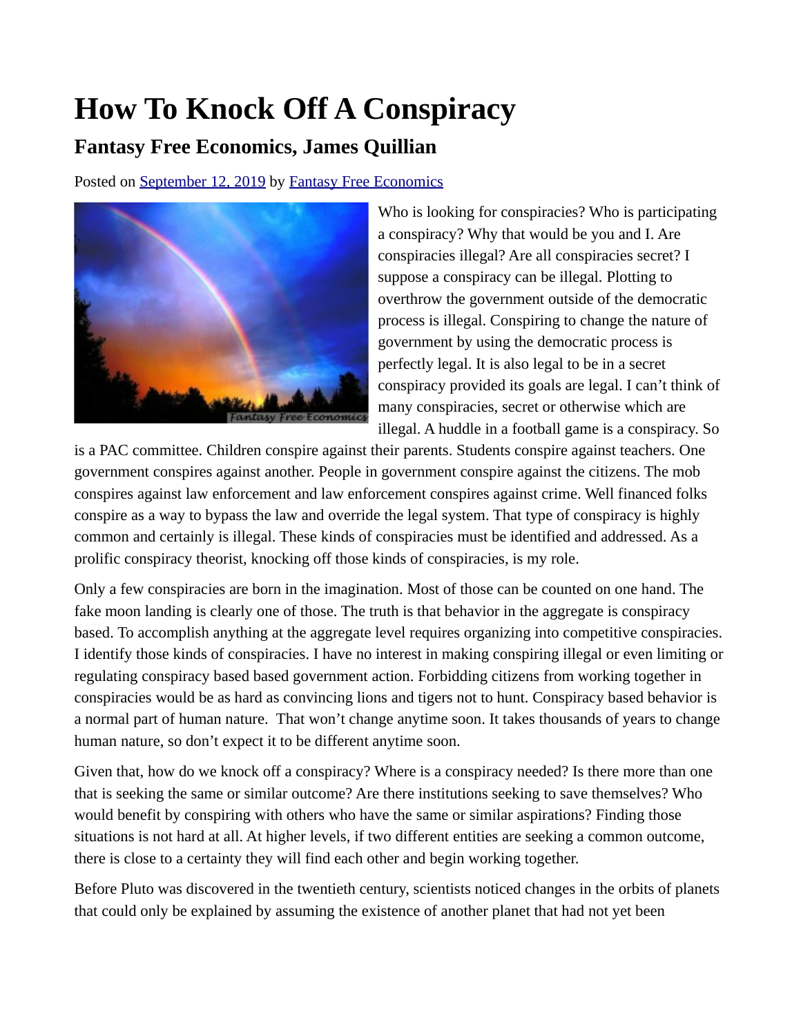# How To Knock Off A Conspiracy

## Fantasy Free Economics, James Quillian

Posted on September 12, 2019 by Fantasy Free Economics

Who is looking for conspiracies? Who is participating a conspiracy? Why that would be you and I. Are conspiracies illegal? Are all conspiracies secret? I suppose a conspiracy can be illegal. Plotting to overthrow the government outside of the democratic process is illegal. Conspiring to change the nature of government by using the democratic process is perfectly legal. It is also legal to be in a secret conspiracy provided its goals are legal. I can't think of many conspiracies, secret or otherwise which are illegal. A huddle in a football game is a conspiracy. So is a PAC committee. Children conspire against their parents. Students conspire against teachers. One government conspires against another. People in government conspire against the citizens. The mob conspires against law enforcement and law enforcement conspires against crime. Well financed folks conspire as a way to bypass the law and override the legal system. That type of conspiracy is highly common and certainly is illegal. These kinds of conspiracies must be identified and addressed. As a prolific conspiracy theorist, knocking off those kinds of conspiracies, is my role.

Only a few conspiracies are born in the imagination. Most of those can be counted on one hand. The fake moon landing is clearly one of those. The truth is that behavior in the aggregate is conspiracy based. To accomplish anything at the aggregate level requires organizing into competitive conspiracies. I identify those kinds of conspiracies. I have no interest in making conspiring illegal or even limiting or regulating conspiracy based based government action. Forbidding citizens from working together in conspiracies would be as hard as convincing lions and tigers not to hunt. Conspiracy based behavior is a normal part of human nature. That won't change anytime soon. It takes thousands of years to change human nature, so don't expect it to be different anytime soon.

Given that, how do we knock off a conspiracy? Where is a conspiracy needed? Is there more than one that is seeking the same or similar outcome? Are there institutions seeking to save themselves? Who would benefit by conspiring with others who have the same or similar aspirations? Finding those situations is not hard at all. At higher levels, if two different entities are seeking a common outcome, there is close to a certainty they will find each other and begin working together.

Before Pluto was discovered in the twentieth century, scientists noticed changes in the orbits of planets that could only be explained by assuming the existence of another planet that had not yet been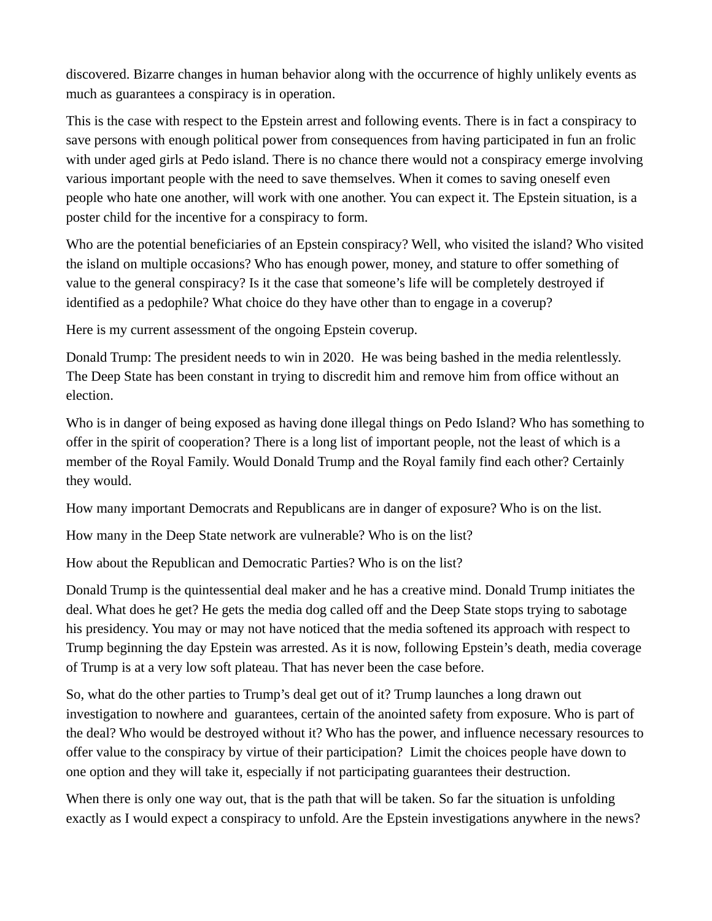discovered. Bizarre changes in human behavior along with the occurrence of highly unlikely events as much as guarantees a conspiracy is in operation.

This is the case with respect to the Epstein arrest and following events. There is in fact a conspiracy to save persons with enough political power from consequences from having participated in fun an frolic with under aged girls at Pedo island. There is no chance there would not a conspiracy emerge involving various important people with the need to save themselves. When it comes to saving oneself even people who hate one another, will work with one another. You can expect it. The Epstein situation, is a poster child for the incentive for a conspiracy to form.

Who are the potential beneficiaries of an Epstein conspiracy? Well, who visited the island? Who visited the island on multiple occasions? Who has enough power, money, and stature to offer something of value to the general conspiracy? Is it the case that someone's life will be completely destroyed if identified as a pedophile? What choice do they have other than to engage in a coverup?

Here is my current assessment of the ongoing Epstein coverup.

Donald Trump: The president needs to win in 2020. He was being bashed in the media relentlessly. The Deep State has been constant in trying to discredit him and remove him from office without an election.

Who is in danger of being exposed as having done illegal things on Pedo Island? Who has something to offer in the spirit of cooperation? There is a long list of important people, not the least of which is a member of the Royal Family. Would Donald Trump and the Royal family find each other? Certainly they would.

How many important Democrats and Republicans are in danger of exposure? Who is on the list.

How many in the Deep State network are vulnerable? Who is on the list?

How about the Republican and Democratic Parties? Who is on the list?

Donald Trump is the quintessential deal maker and he has a creative mind. Donald Trump initiates the deal. What does he get? He gets the media dog called off and the Deep State stops trying to sabotage his presidency. You may or may not have noticed that the media softened its approach with respect to Trump beginning the day Epstein was arrested. As it is now, following Epstein's death, media coverage of Trump is at a very low soft plateau. That has never been the case before.

So, what do the other parties to Trump's deal get out of it? Trump launches a long drawn out investigation to nowhere and guarantees, certain of the anointed safety from exposure. Who is part of the deal? Who would be destroyed without it? Who has the power, and influence necessary resources to offer value to the conspiracy by virtue of their participation? Limit the choices people have down to one option and they will take it, especially if not participating guarantees their destruction.

When there is only one way out, that is the path that will be taken. So far the situation is unfolding exactly as I would expect a conspiracy to unfold. Are the Epstein investigations anywhere in the news?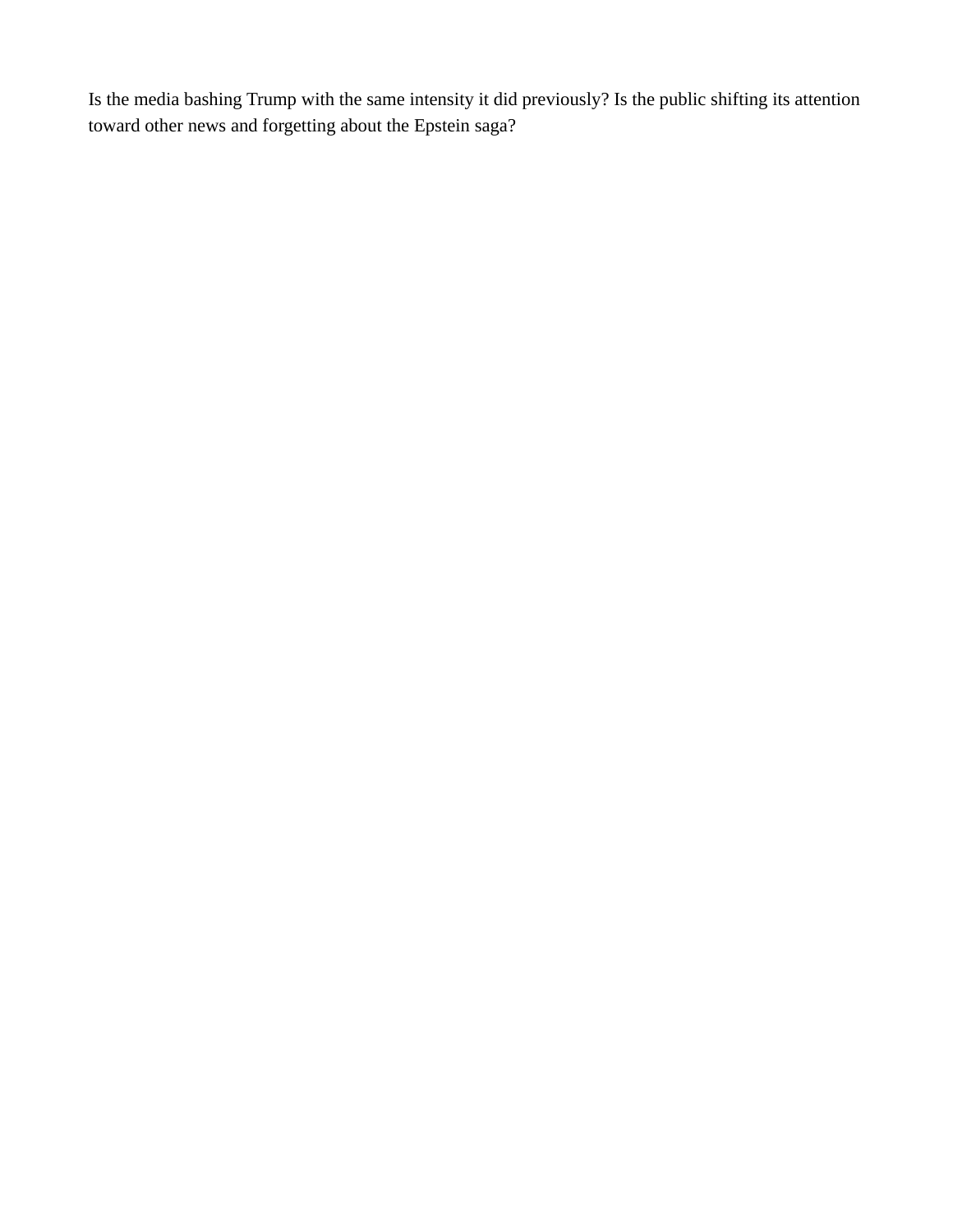Is the media bashing Trump with the same intensity it did previously? Is the public shifting its attention toward other news and forgetting about the Epstein saga?